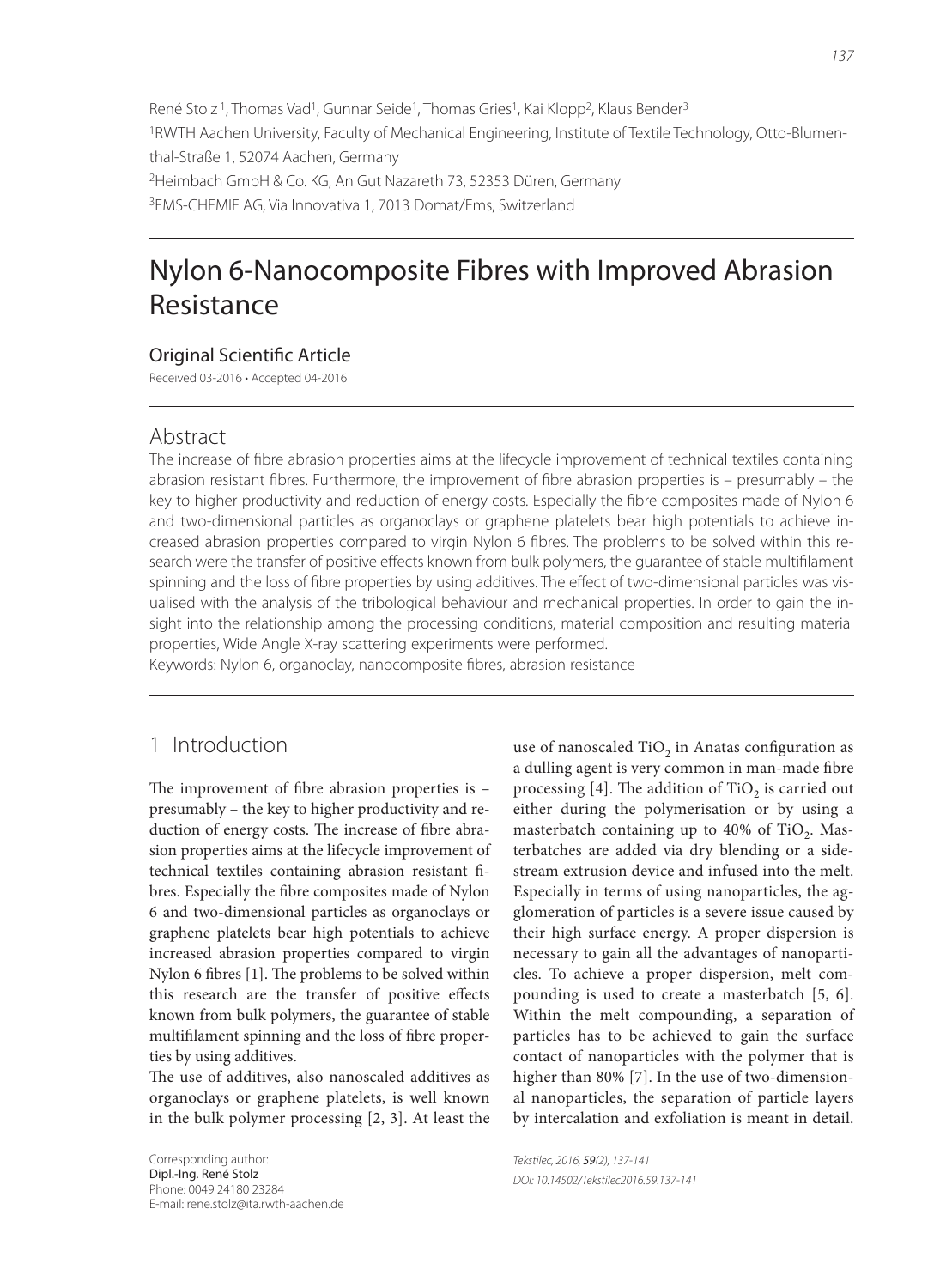René Stolz [1], Thomas Vad[1], Gunnar Seide[1], Thomas Gries[1], Kai Klopp[2], Klaus Bender[3]

[1]RWTH Aachen University, Faculty of Mechanical Engineering, Institute of Textile Technology, Otto-Blumenthal-Straße 1, 52074 Aachen, Germany

[2]Heimbach GmbH & Co. KG, An Gut Nazareth 73, 52353 Düren, Germany

[3]EMS-CHEMIE AG, Via Innovativa 1, 7013 Domat/Ems, Switzerland

# Nylon 6-Nanocomposite Fibres with Improved Abrasion Resistance

## Original Scientific Article

Received 03-2016 • Accepted 04-2016

## Abstract

The increase of fibre abrasion properties aims at the lifecycle improvement of technical textiles containing abrasion resistant fibres. Furthermore, the improvement of fibre abrasion properties is – presumably – the key to higher productivity and reduction of energy costs. Especially the fibre composites made of Nylon 6 and two-dimensional particles as organoclays or graphene platelets bear high potentials to achieve increased abrasion properties compared to virgin Nylon 6 fibres. The problems to be solved within this research were the transfer of positive effects known from bulk polymers, the guarantee of stable multifilament spinning and the loss of fibre properties by using additives. The effect of two-dimensional particles was visualised with the analysis of the tribological behaviour and mechanical properties. In order to gain the insight into the relationship among the processing conditions, material composition and resulting material properties, Wide Angle X-ray scattering experiments were performed.

Keywords: Nylon 6, organoclay, nanocomposite fibres, abrasion resistance

## 1 Introduction

The improvement of fibre abrasion properties is – presumably – the key to higher productivity and reduction of energy costs. The increase of fibre abrasion properties aims at the lifecycle improvement of technical textiles containing abrasion resistant fibres. Especially the fibre composites made of Nylon 6 and two-dimensional particles as organoclays or graphene platelets bear high potentials to achieve increased abrasion properties compared to virgin Nylon 6 fibres [1]. The problems to be solved within this research are the transfer of positive effects known from bulk polymers, the guarantee of stable multifilament spinning and the loss of fibre properties by using additives.

The use of additives, also nanoscaled additives as organoclays or graphene platelets, is well known in the bulk polymer processing [2, 3]. At least the use of nanoscaled $TiO_2$ in Anatas configuration as a dulling agent is very common in man-made fibre processing [4]. The addition of $TiO_2$ is carried out either during the polymerisation or by using a masterbatch containing up to 40% of $TiO_2$. Masterbatches are added via dry blending or a side-stream extrusion device and infused into the melt. Especially in terms of using nanoparticles, the agglomeration of particles is a severe issue caused by their high surface energy. A proper dispersion is necessary to gain all the advantages of nanoparticles. To achieve a proper dispersion, melt compounding is used to create a masterbatch [5, 6]. Within the melt compounding, a separation of particles has to be achieved to gain the surface contact of nanoparticles with the polymer that is higher than 80% [7]. In the use of two-dimensional nanoparticles, the separation of particle layers by intercalation and exfoliation is meant in detail.

Corresponding author:
Dipl.-Ing. René Stolz
Phone: 0049 24180 23284
E-mail: rene.stolz@ita.rwth-aachen.de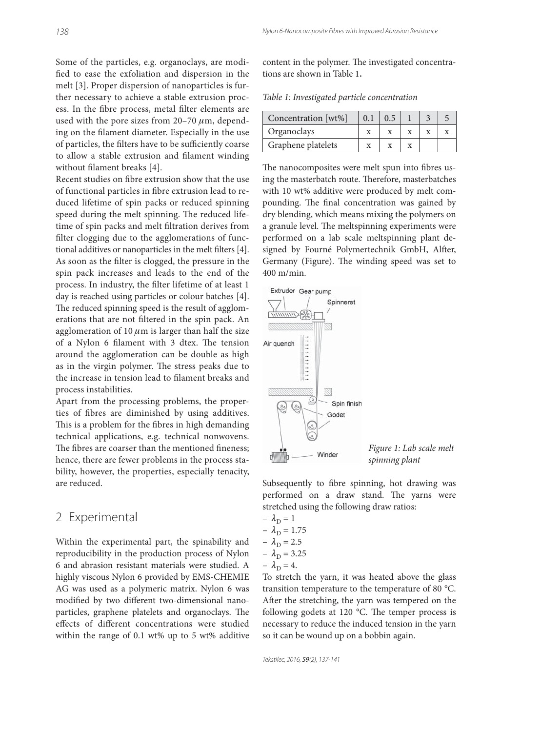Some of the particles, e.g. organoclays, are modified to ease the exfoliation and dispersion in the melt [3]. Proper dispersion of nanoparticles is further necessary to achieve a stable extrusion process. In the fibre process, metal filter elements are used with the pore sizes from 20–70 $\mu$m, depending on the filament diameter. Especially in the use of particles, the filters have to be sufficiently coarse to allow a stable extrusion and filament winding without filament breaks [4].

Recent studies on fibre extrusion show that the use of functional particles in fibre extrusion lead to reduced lifetime of spin packs or reduced spinning speed during the melt spinning. The reduced lifetime of spin packs and melt filtration derives from filter clogging due to the agglomerations of functional additives or nanoparticles in the melt filters [4]. As soon as the filter is clogged, the pressure in the spin pack increases and leads to the end of the process. In industry, the filter lifetime of at least 1 day is reached using particles or colour batches [4]. The reduced spinning speed is the result of agglomerations that are not filtered in the spin pack. An agglomeration of 10 $\mu$m is larger than half the size of a Nylon 6 filament with 3 dtex. The tension around the agglomeration can be double as high as in the virgin polymer. The stress peaks due to the increase in tension lead to filament breaks and process instabilities.

Apart from the processing problems, the properties of fibres are diminished by using additives. This is a problem for the fibres in high demanding technical applications, e.g. technical nonwovens. The fibres are coarser than the mentioned fineness; hence, there are fewer problems in the process stability, however, the properties, especially tenacity, are reduced.

## 2 Experimental

Within the experimental part, the spinability and reproducibility in the production process of Nylon 6 and abrasion resistant materials were studied. A highly viscous Nylon 6 provided by EMS-CHEMIE AG was used as a polymeric matrix. Nylon 6 was modified by two different two-dimensional nanoparticles, graphene platelets and organoclays. The effects of different concentrations were studied within the range of 0.1 wt% up to 5 wt% additive content in the polymer. The investigated concentrations are shown in Table 1.

*Table 1: Investigated particle concentration*

| Concentration [wt%] | 0.1 | 0.5 | 1 | 3 | 5 |
|---|---|---|---|---|---|
| Organoclays | x | x | x | x | x |
| Graphene platelets | x | x | x | | |

The nanocomposites were melt spun into fibres using the masterbatch route. Therefore, masterbatches with 10 wt% additive were produced by melt compounding. The final concentration was gained by dry blending, which means mixing the polymers on a granule level. The meltspinning experiments were performed on a lab scale meltspinning plant designed by Fourné Polymertechnik GmbH, Alfter, Germany (Figure). The winding speed was set to 400 m/min.

*Figure 1: Lab scale melt spinning plant*

Subsequently to fibre spinning, hot drawing was performed on a draw stand. The yarns were stretched using the following draw ratios:

- $\lambda_D = 1$
- $\lambda_D = 1.75$
- $\lambda_D = 2.5$
- $\lambda_D = 3.25$
- $\lambda_D = 4$.

To stretch the yarn, it was heated above the glass transition temperature to the temperature of 80 °C. After the stretching, the yarn was tempered on the following godets at 120 °C. The temper process is necessary to reduce the induced tension in the yarn so it can be wound up on a bobbin again.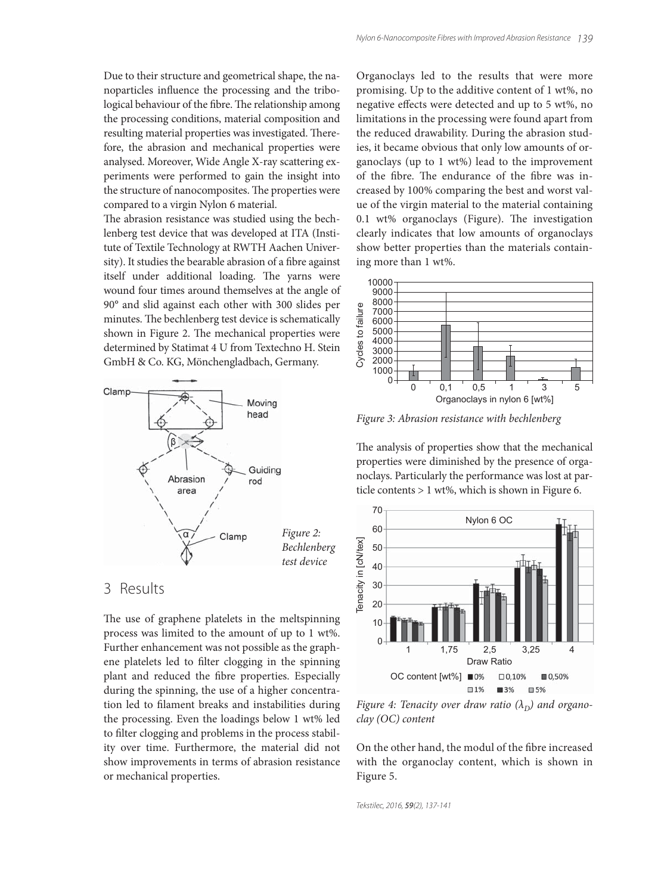Due to their structure and geometrical shape, the nanoparticles influence the processing and the tribological behaviour of the fibre. The relationship among the processing conditions, material composition and resulting material properties was investigated. Therefore, the abrasion and mechanical properties were analysed. Moreover, Wide Angle X-ray scattering experiments were performed to gain the insight into the structure of nanocomposites. The properties were compared to a virgin Nylon 6 material.

The abrasion resistance was studied using the bechlenberg test device that was developed at ITA (Institute of Textile Technology at RWTH Aachen University). It studies the bearable abrasion of a fibre against itself under additional loading. The yarns were wound four times around themselves at the angle of 90° and slid against each other with 300 slides per minutes. The bechlenberg test device is schematically shown in Figure 2. The mechanical properties were determined by Statimat 4 U from Textechno H. Stein GmbH & Co. KG, Mönchengladbach, Germany.

*Figure 2: Bechlenberg test device*

## 3 Results

The use of graphene platelets in the meltspinning process was limited to the amount of up to 1 wt%. Further enhancement was not possible as the graphene platelets led to filter clogging in the spinning plant and reduced the fibre properties. Especially during the spinning, the use of a higher concentration led to filament breaks and instabilities during the processing. Even the loadings below 1 wt% led to filter clogging and problems in the process stability over time. Furthermore, the material did not show improvements in terms of abrasion resistance or mechanical properties.

Organoclays led to the results that were more promising. Up to the additive content of 1 wt%, no negative effects were detected and up to 5 wt%, no limitations in the processing were found apart from the reduced drawability. During the abrasion studies, it became obvious that only low amounts of organoclays (up to 1 wt%) lead to the improvement of the fibre. The endurance of the fibre was increased by 100% comparing the best and worst value of the virgin material to the material containing 0.1 wt% organoclays (Figure). The investigation clearly indicates that low amounts of organoclays show better properties than the materials containing more than 1 wt%.

*Figure 3: Abrasion resistance with bechlenberg*

The analysis of properties show that the mechanical properties were diminished by the presence of organoclays. Particularly the performance was lost at particle contents > 1 wt%, which is shown in Figure 6.

*Figure 4: Tenacity over draw ratio ($\lambda_D$) and organoclay (OC) content*

On the other hand, the modul of the fibre increased with the organoclay content, which is shown in Figure 5.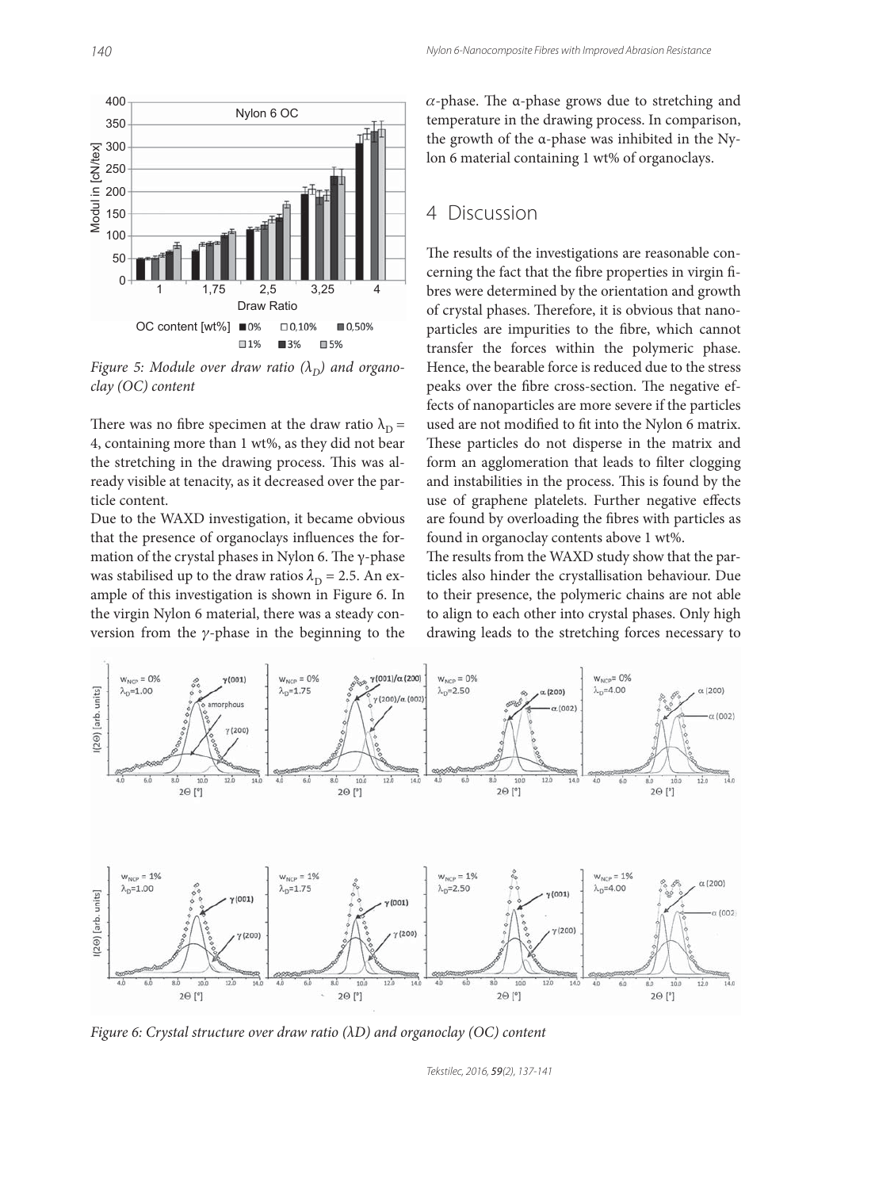Figure 5: Module over draw ratio ($\lambda_D$) and organoclay (OC) content

There was no fibre specimen at the draw ratio $\lambda_D$ = 4, containing more than 1 wt%, as they did not bear the stretching in the drawing process. This was already visible at tenacity, as it decreased over the particle content.

Due to the WAXD investigation, it became obvious that the presence of organoclays influences the formation of the crystal phases in Nylon 6. The γ-phase was stabilised up to the draw ratios $\lambda_D$ = 2.5. An example of this investigation is shown in Figure 6. In the virgin Nylon 6 material, there was a steady conversion from the $\gamma$-phase in the beginning to the $\alpha$-phase. The α-phase grows due to stretching and temperature in the drawing process. In comparison, the growth of the α-phase was inhibited in the Nylon 6 material containing 1 wt% of organoclays.

## 4 Discussion

The results of the investigations are reasonable concerning the fact that the fibre properties in virgin fibres were determined by the orientation and growth of crystal phases. Therefore, it is obvious that nanoparticles are impurities to the fibre, which cannot transfer the forces within the polymeric phase. Hence, the bearable force is reduced due to the stress peaks over the fibre cross-section. The negative effects of nanoparticles are more severe if the particles used are not modified to fit into the Nylon 6 matrix. These particles do not disperse in the matrix and form an agglomeration that leads to filter clogging and instabilities in the process. This is found by the use of graphene platelets. Further negative effects are found by overloading the fibres with particles as found in organoclay contents above 1 wt%.

The results from the WAXD study show that the particles also hinder the crystallisation behaviour. Due to their presence, the polymeric chains are not able to align to each other into crystal phases. Only high drawing leads to the stretching forces necessary to

Figure 6: Crystal structure over draw ratio (λD) and organoclay (OC) content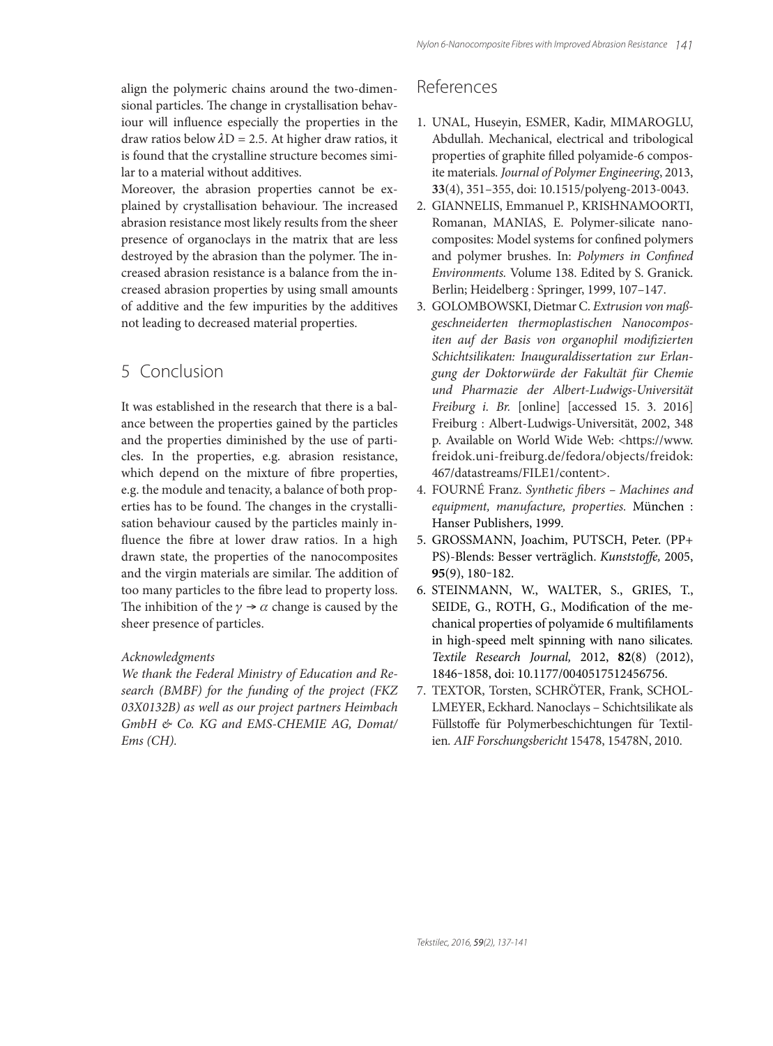align the polymeric chains around the two-dimensional particles. The change in crystallisation behaviour will influence especially the properties in the draw ratios below $\lambda D = 2.5$. At higher draw ratios, it is found that the crystalline structure becomes similar to a material without additives.

Moreover, the abrasion properties cannot be explained by crystallisation behaviour. The increased abrasion resistance most likely results from the sheer presence of organoclays in the matrix that are less destroyed by the abrasion than the polymer. The increased abrasion resistance is a balance from the increased abrasion properties by using small amounts of additive and the few impurities by the additives not leading to decreased material properties.

## 5 Conclusion

It was established in the research that there is a balance between the properties gained by the particles and the properties diminished by the use of particles. In the properties, e.g. abrasion resistance, which depend on the mixture of fibre properties, e.g. the module and tenacity, a balance of both properties has to be found. The changes in the crystallisation behaviour caused by the particles mainly influence the fibre at lower draw ratios. In a high drawn state, the properties of the nanocomposites and the virgin materials are similar. The addition of too many particles to the fibre lead to property loss. The inhibition of the $\gamma \rightarrow \alpha$ change is caused by the sheer presence of particles.

### Acknowledgments

*We thank the Federal Ministry of Education and Research (BMBF) for the funding of the project (FKZ 03X0132B) as well as our project partners Heimbach GmbH & Co. KG and EMS-CHEMIE AG, Domat/Ems (CH).*

## References

1. UNAL, Huseyin, ESMER, Kadir, MIMAROGLU, Abdullah. Mechanical, electrical and tribological properties of graphite filled polyamide-6 composite materials. *Journal of Polymer Engineering*, 2013, **33**(4), 351–355, doi: 10.1515/polyeng-2013-0043.
2. GIANNELIS, Emmanuel P., KRISHNAMOORTI, Romanan, MANIAS, E. Polymer-silicate nanocomposites: Model systems for confined polymers and polymer brushes. In: *Polymers in Confined Environments.* Volume 138. Edited by S. Granick. Berlin; Heidelberg : Springer, 1999, 107–147.
3. GOLOMBOWSKI, Dietmar C. *Extrusion von maßgeschneiderten thermoplastischen Nanocompositen auf der Basis von organophil modifizierten Schichtsilikaten: Inauguraldissertation zur Erlangung der Doktorwürde der Fakultät für Chemie und Pharmazie der Albert-Ludwigs-Universität Freiburg i. Br.* [online] [accessed 15. 3. 2016] Freiburg : Albert-Ludwigs-Universität, 2002, 348 p. Available on World Wide Web: <https://www.freidok.uni-freiburg.de/fedora/objects/freidok:467/datastreams/FILE1/content>.
4. FOURNÉ Franz. *Synthetic fibers – Machines and equipment, manufacture, properties.* München : Hanser Publishers, 1999.
5. GROSSMANN, Joachim, PUTSCH, Peter. (PP+PS)-Blends: Besser verträglich. *Kunststoffe,* 2005, **95**(9), 180‑182.
6. STEINMANN, W., WALTER, S., GRIES, T., SEIDE, G., ROTH, G., Modification of the mechanical properties of polyamide 6 multifilaments in high-speed melt spinning with nano silicates. *Textile Research Journal,* 2012, **82**(8) (2012), 1846‑1858, doi: 10.1177/0040517512456756.
7. TEXTOR, Torsten, SCHRÖTER, Frank, SCHOLLMEYER, Eckhard. Nanoclays – Schichtsilikate als Füllstoffe für Polymerbeschichtungen für Textilien. *AIF Forschungsbericht* 15478, 15478N, 2010.